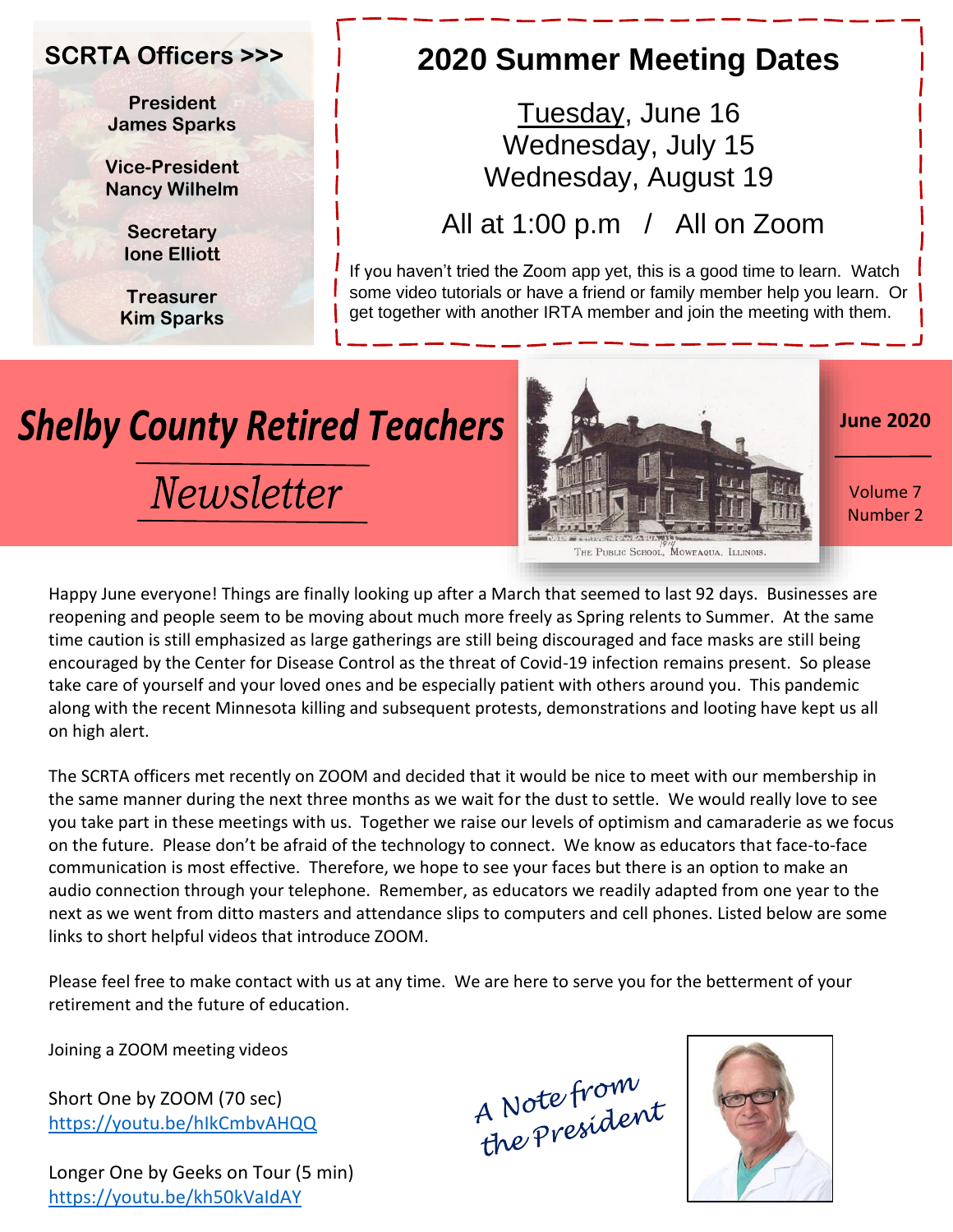## SCRTA Officers >>>

**President**
**James Sparks**

**Vice-President**
**Nancy Wilhelm**

**Secretary**
**Ione Elliott**

**Treasurer**
**Kim Sparks**

## 2020 Summer Meeting Dates

Tuesday, June 16
Wednesday, July 15
Wednesday, August 19

All at 1:00 p.m / All on Zoom

If you haven't tried the Zoom app yet, this is a good time to learn. Watch some video tutorials or have a friend or family member help you learn. Or get together with another IRTA member and join the meeting with them.

# Shelby County Retired Teachers *Newsletter*

The Public School, Moweaqua, Illinois.

**June 2020**

Volume 7
Number 2

Happy June everyone! Things are finally looking up after a March that seemed to last 92 days. Businesses are reopening and people seem to be moving about much more freely as Spring relents to Summer. At the same time caution is still emphasized as large gatherings are still being discouraged and face masks are still being encouraged by the Center for Disease Control as the threat of Covid-19 infection remains present. So please take care of yourself and your loved ones and be especially patient with others around you. This pandemic along with the recent Minnesota killing and subsequent protests, demonstrations and looting have kept us all on high alert.

The SCRTA officers met recently on ZOOM and decided that it would be nice to meet with our membership in the same manner during the next three months as we wait for the dust to settle. We would really love to see you take part in these meetings with us. Together we raise our levels of optimism and camaraderie as we focus on the future. Please don't be afraid of the technology to connect. We know as educators that face-to-face communication is most effective. Therefore, we hope to see your faces but there is an option to make an audio connection through your telephone. Remember, as educators we readily adapted from one year to the next as we went from ditto masters and attendance slips to computers and cell phones. Listed below are some links to short helpful videos that introduce ZOOM.

Please feel free to make contact with us at any time. We are here to serve you for the betterment of your retirement and the future of education.

Joining a ZOOM meeting videos

Short One by ZOOM (70 sec)
https://youtu.be/hIkCmbvAHQQ

Longer One by Geeks on Tour (5 min)
https://youtu.be/kh50kValdAY

*A Note from the President*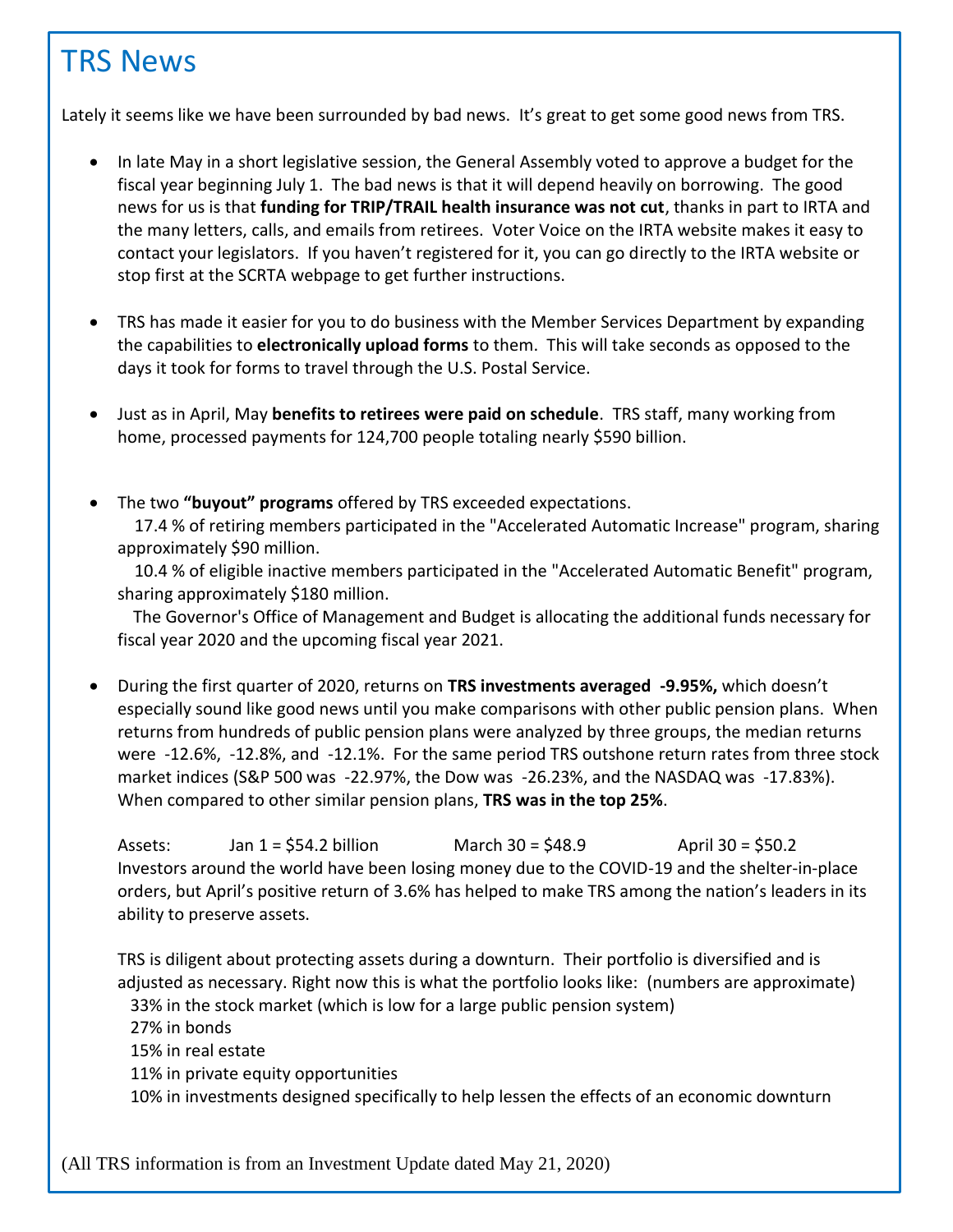# TRS News

Lately it seems like we have been surrounded by bad news. It's great to get some good news from TRS.

- In late May in a short legislative session, the General Assembly voted to approve a budget for the fiscal year beginning July 1. The bad news is that it will depend heavily on borrowing. The good news for us is that **funding for TRIP/TRAIL health insurance was not cut**, thanks in part to IRTA and the many letters, calls, and emails from retirees. Voter Voice on the IRTA website makes it easy to contact your legislators. If you haven't registered for it, you can go directly to the IRTA website or stop first at the SCRTA webpage to get further instructions.

- TRS has made it easier for you to do business with the Member Services Department by expanding the capabilities to **electronically upload forms** to them. This will take seconds as opposed to the days it took for forms to travel through the U.S. Postal Service.

- Just as in April, May **benefits to retirees were paid on schedule**. TRS staff, many working from home, processed payments for 124,700 people totaling nearly $590 billion.

- The two **"buyout" programs** offered by TRS exceeded expectations.

  17.4 % of retiring members participated in the "Accelerated Automatic Increase" program, sharing approximately $90 million.

  10.4 % of eligible inactive members participated in the "Accelerated Automatic Benefit" program, sharing approximately $180 million.

  The Governor's Office of Management and Budget is allocating the additional funds necessary for fiscal year 2020 and the upcoming fiscal year 2021.

- During the first quarter of 2020, returns on **TRS investments averaged -9.95%,** which doesn't especially sound like good news until you make comparisons with other public pension plans. When returns from hundreds of public pension plans were analyzed by three groups, the median returns were -12.6%, -12.8%, and -12.1%. For the same period TRS outshone return rates from three stock market indices (S&P 500 was -22.97%, the Dow was -26.23%, and the NASDAQ was -17.83%). When compared to other similar pension plans, **TRS was in the top 25%**.

  Assets: Jan 1 = $54.2 billion March 30 = $48.9 April 30 = $50.2

  Investors around the world have been losing money due to the COVID-19 and the shelter-in-place orders, but April's positive return of 3.6% has helped to make TRS among the nation's leaders in its ability to preserve assets.

  TRS is diligent about protecting assets during a downturn. Their portfolio is diversified and is adjusted as necessary. Right now this is what the portfolio looks like: (numbers are approximate)

  33% in the stock market (which is low for a large public pension system)
  27% in bonds
  15% in real estate
  11% in private equity opportunities
  10% in investments designed specifically to help lessen the effects of an economic downturn

(All TRS information is from an Investment Update dated May 21, 2020)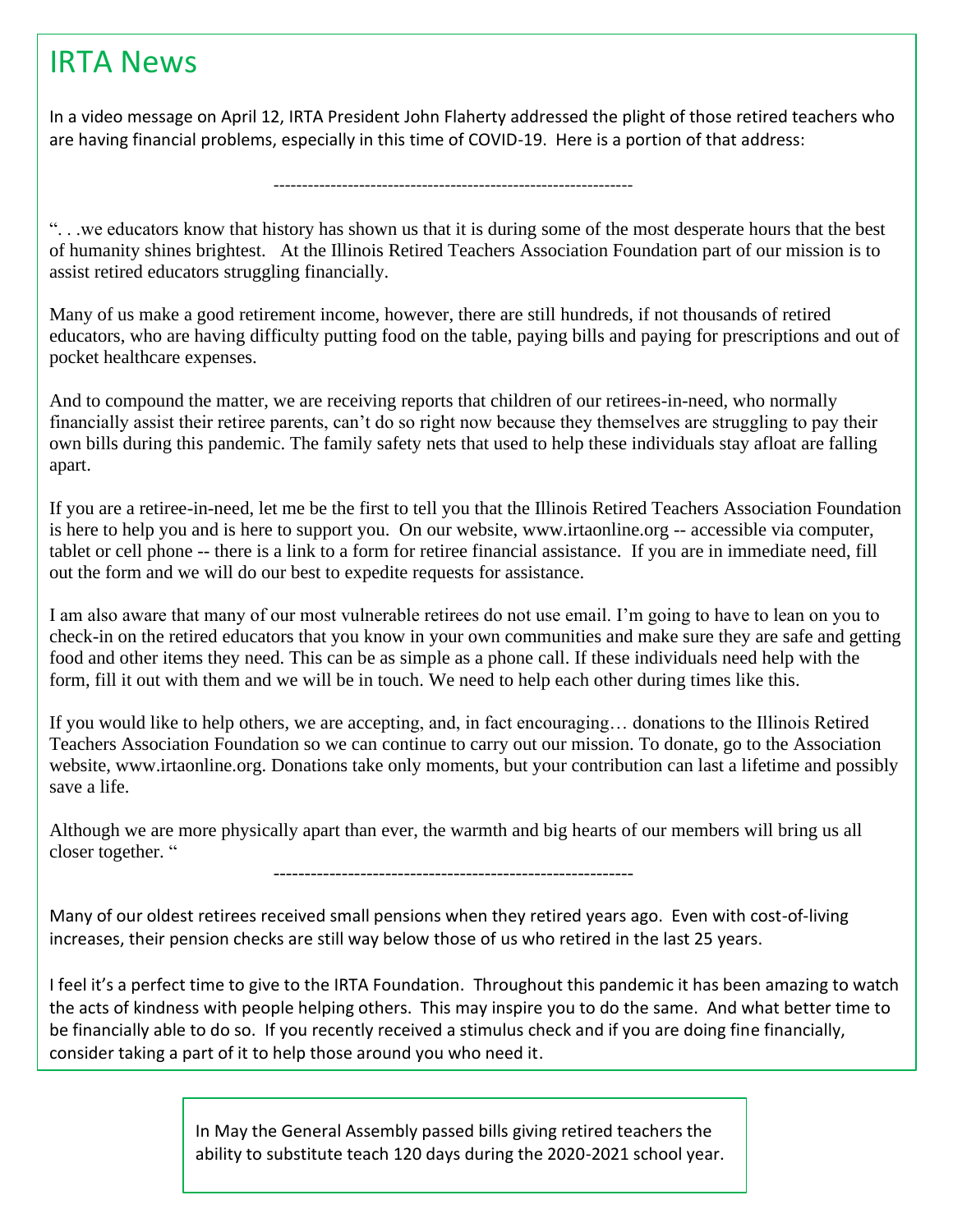# IRTA News

In a video message on April 12, IRTA President John Flaherty addressed the plight of those retired teachers who are having financial problems, especially in this time of COVID-19. Here is a portion of that address:

---------------------------------------------------------------

". . .we educators know that history has shown us that it is during some of the most desperate hours that the best of humanity shines brightest. At the Illinois Retired Teachers Association Foundation part of our mission is to assist retired educators struggling financially.

Many of us make a good retirement income, however, there are still hundreds, if not thousands of retired educators, who are having difficulty putting food on the table, paying bills and paying for prescriptions and out of pocket healthcare expenses.

And to compound the matter, we are receiving reports that children of our retirees-in-need, who normally financially assist their retiree parents, can't do so right now because they themselves are struggling to pay their own bills during this pandemic. The family safety nets that used to help these individuals stay afloat are falling apart.

If you are a retiree-in-need, let me be the first to tell you that the Illinois Retired Teachers Association Foundation is here to help you and is here to support you. On our website, www.irtaonline.org -- accessible via computer, tablet or cell phone -- there is a link to a form for retiree financial assistance. If you are in immediate need, fill out the form and we will do our best to expedite requests for assistance.

I am also aware that many of our most vulnerable retirees do not use email. I'm going to have to lean on you to check-in on the retired educators that you know in your own communities and make sure they are safe and getting food and other items they need. This can be as simple as a phone call. If these individuals need help with the form, fill it out with them and we will be in touch. We need to help each other during times like this.

If you would like to help others, we are accepting, and, in fact encouraging… donations to the Illinois Retired Teachers Association Foundation so we can continue to carry out our mission. To donate, go to the Association website, www.irtaonline.org. Donations take only moments, but your contribution can last a lifetime and possibly save a life.

Although we are more physically apart than ever, the warmth and big hearts of our members will bring us all closer together. "

-----------------------------------------------------------

Many of our oldest retirees received small pensions when they retired years ago. Even with cost-of-living increases, their pension checks are still way below those of us who retired in the last 25 years.

I feel it's a perfect time to give to the IRTA Foundation. Throughout this pandemic it has been amazing to watch the acts of kindness with people helping others. This may inspire you to do the same. And what better time to be financially able to do so. If you recently received a stimulus check and if you are doing fine financially, consider taking a part of it to help those around you who need it.

In May the General Assembly passed bills giving retired teachers the ability to substitute teach 120 days during the 2020-2021 school year.